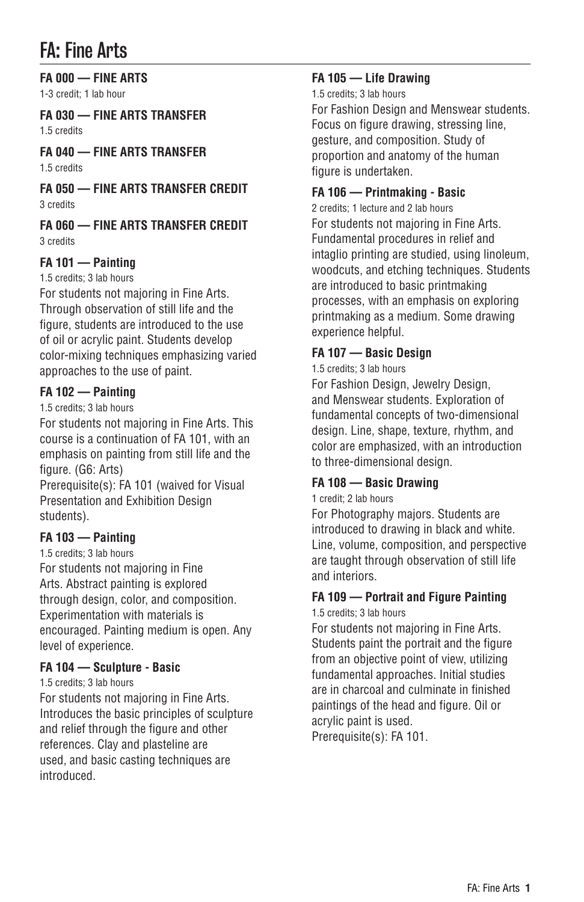# FA: Fine Arts

**FA 000 — FINE ARTS**
1-3 credit; 1 lab hour

**FA 030 — FINE ARTS TRANSFER**
1.5 credits

**FA 040 — FINE ARTS TRANSFER**
1.5 credits

**FA 050 — FINE ARTS TRANSFER CREDIT**
3 credits

**FA 060 — FINE ARTS TRANSFER CREDIT**
3 credits

**FA 101 — Painting**
1.5 credits; 3 lab hours
For students not majoring in Fine Arts. Through observation of still life and the figure, students are introduced to the use of oil or acrylic paint. Students develop color-mixing techniques emphasizing varied approaches to the use of paint.

**FA 102 — Painting**
1.5 credits; 3 lab hours
For students not majoring in Fine Arts. This course is a continuation of FA 101, with an emphasis on painting from still life and the figure. (G6: Arts)
Prerequisite(s): FA 101 (waived for Visual Presentation and Exhibition Design students).

**FA 103 — Painting**
1.5 credits; 3 lab hours
For students not majoring in Fine Arts. Abstract painting is explored through design, color, and composition. Experimentation with materials is encouraged. Painting medium is open. Any level of experience.

**FA 104 — Sculpture - Basic**
1.5 credits; 3 lab hours
For students not majoring in Fine Arts. Introduces the basic principles of sculpture and relief through the figure and other references. Clay and plasteline are used, and basic casting techniques are introduced.

**FA 105 — Life Drawing**
1.5 credits; 3 lab hours
For Fashion Design and Menswear students. Focus on figure drawing, stressing line, gesture, and composition. Study of proportion and anatomy of the human figure is undertaken.

**FA 106 — Printmaking - Basic**
2 credits; 1 lecture and 2 lab hours
For students not majoring in Fine Arts. Fundamental procedures in relief and intaglio printing are studied, using linoleum, woodcuts, and etching techniques. Students are introduced to basic printmaking processes, with an emphasis on exploring printmaking as a medium. Some drawing experience helpful.

**FA 107 — Basic Design**
1.5 credits; 3 lab hours
For Fashion Design, Jewelry Design, and Menswear students. Exploration of fundamental concepts of two-dimensional design. Line, shape, texture, rhythm, and color are emphasized, with an introduction to three-dimensional design.

**FA 108 — Basic Drawing**
1 credit; 2 lab hours
For Photography majors. Students are introduced to drawing in black and white. Line, volume, composition, and perspective are taught through observation of still life and interiors.

**FA 109 — Portrait and Figure Painting**
1.5 credits; 3 lab hours
For students not majoring in Fine Arts. Students paint the portrait and the figure from an objective point of view, utilizing fundamental approaches. Initial studies are in charcoal and culminate in finished paintings of the head and figure. Oil or acrylic paint is used.
Prerequisite(s): FA 101.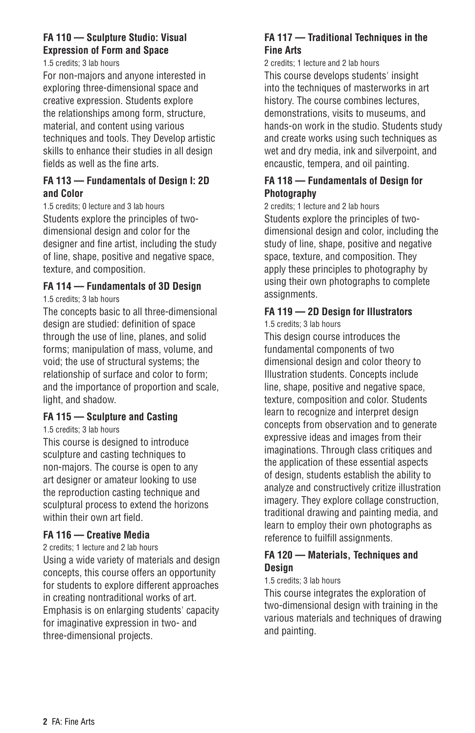#### FA 110 — Sculpture Studio: Visual Expression of Form and Space

1.5 credits; 3 lab hours

For non-majors and anyone interested in exploring three-dimensional space and creative expression. Students explore the relationships among form, structure, material, and content using various techniques and tools. They Develop artistic skills to enhance their studies in all design fields as well as the fine arts.

#### FA 113 — Fundamentals of Design I: 2D and Color

1.5 credits; 0 lecture and 3 lab hours

Students explore the principles of two-dimensional design and color for the designer and fine artist, including the study of line, shape, positive and negative space, texture, and composition.

#### FA 114 — Fundamentals of 3D Design

1.5 credits; 3 lab hours

The concepts basic to all three-dimensional design are studied: definition of space through the use of line, planes, and solid forms; manipulation of mass, volume, and void; the use of structural systems; the relationship of surface and color to form; and the importance of proportion and scale, light, and shadow.

#### FA 115 — Sculpture and Casting

1.5 credits; 3 lab hours

This course is designed to introduce sculpture and casting techniques to non-majors. The course is open to any art designer or amateur looking to use the reproduction casting technique and sculptural process to extend the horizons within their own art field.

#### FA 116 — Creative Media

2 credits; 1 lecture and 2 lab hours

Using a wide variety of materials and design concepts, this course offers an opportunity for students to explore different approaches in creating nontraditional works of art. Emphasis is on enlarging students' capacity for imaginative expression in two- and three-dimensional projects.

#### FA 117 — Traditional Techniques in the Fine Arts

2 credits; 1 lecture and 2 lab hours

This course develops students' insight into the techniques of masterworks in art history. The course combines lectures, demonstrations, visits to museums, and hands-on work in the studio. Students study and create works using such techniques as wet and dry media, ink and silverpoint, and encaustic, tempera, and oil painting.

#### FA 118 — Fundamentals of Design for Photography

2 credits; 1 lecture and 2 lab hours

Students explore the principles of two-dimensional design and color, including the study of line, shape, positive and negative space, texture, and composition. They apply these principles to photography by using their own photographs to complete assignments.

#### FA 119 — 2D Design for Illustrators

1.5 credits; 3 lab hours

This design course introduces the fundamental components of two dimensional design and color theory to Illustration students. Concepts include line, shape, positive and negative space, texture, composition and color. Students learn to recognize and interpret design concepts from observation and to generate expressive ideas and images from their imaginations. Through class critiques and the application of these essential aspects of design, students establish the ability to analyze and constructively critize illustration imagery. They explore collage construction, traditional drawing and painting media, and learn to employ their own photographs as reference to fuilfill assignments.

#### FA 120 — Materials, Techniques and Design

1.5 credits; 3 lab hours

This course integrates the exploration of two-dimensional design with training in the various materials and techniques of drawing and painting.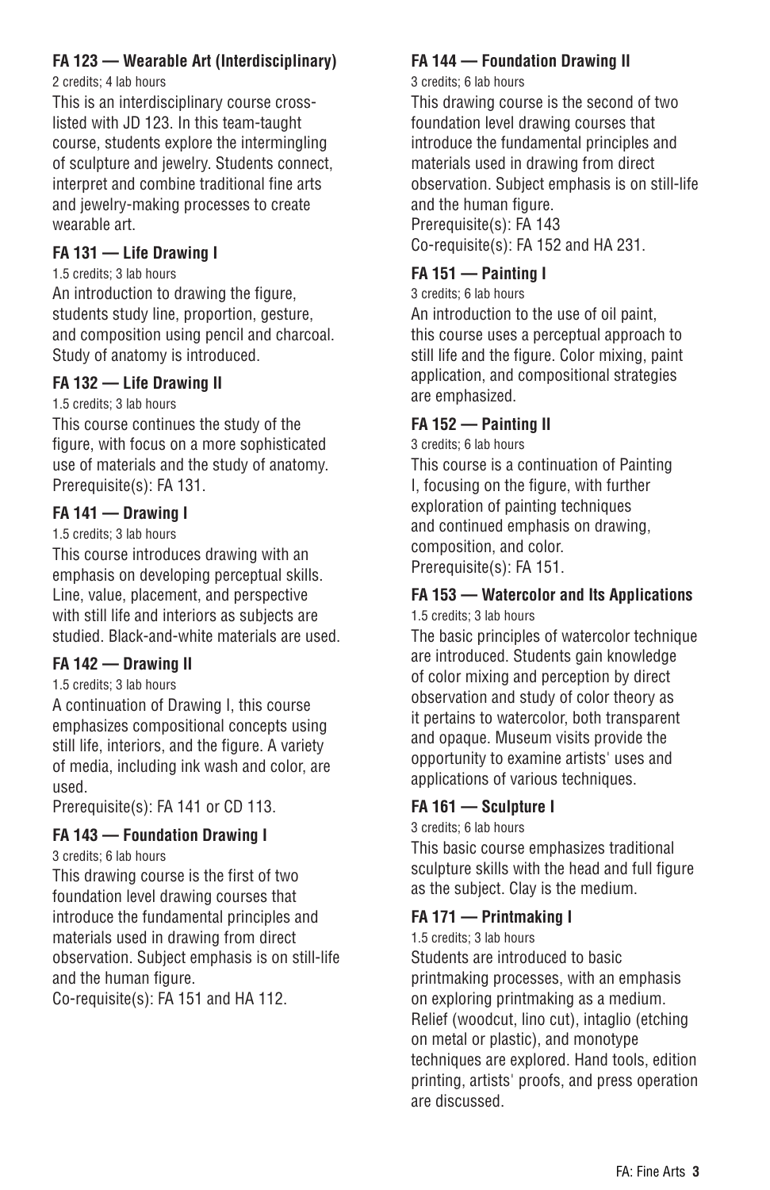### FA 123 — Wearable Art (Interdisciplinary)

2 credits; 4 lab hours

This is an interdisciplinary course cross-listed with JD 123. In this team-taught course, students explore the intermingling of sculpture and jewelry. Students connect, interpret and combine traditional fine arts and jewelry-making processes to create wearable art.

### FA 131 — Life Drawing I

1.5 credits; 3 lab hours

An introduction to drawing the figure, students study line, proportion, gesture, and composition using pencil and charcoal. Study of anatomy is introduced.

### FA 132 — Life Drawing II

1.5 credits; 3 lab hours

This course continues the study of the figure, with focus on a more sophisticated use of materials and the study of anatomy.
Prerequisite(s): FA 131.

### FA 141 — Drawing I

1.5 credits; 3 lab hours

This course introduces drawing with an emphasis on developing perceptual skills. Line, value, placement, and perspective with still life and interiors as subjects are studied. Black-and-white materials are used.

### FA 142 — Drawing II

1.5 credits; 3 lab hours

A continuation of Drawing I, this course emphasizes compositional concepts using still life, interiors, and the figure. A variety of media, including ink wash and color, are used.
Prerequisite(s): FA 141 or CD 113.

### FA 143 — Foundation Drawing I

3 credits; 6 lab hours

This drawing course is the first of two foundation level drawing courses that introduce the fundamental principles and materials used in drawing from direct observation. Subject emphasis is on still-life and the human figure.
Co-requisite(s): FA 151 and HA 112.

### FA 144 — Foundation Drawing II

3 credits; 6 lab hours

This drawing course is the second of two foundation level drawing courses that introduce the fundamental principles and materials used in drawing from direct observation. Subject emphasis is on still-life and the human figure.
Prerequisite(s): FA 143
Co-requisite(s): FA 152 and HA 231.

### FA 151 — Painting I

3 credits; 6 lab hours

An introduction to the use of oil paint, this course uses a perceptual approach to still life and the figure. Color mixing, paint application, and compositional strategies are emphasized.

### FA 152 — Painting II

3 credits; 6 lab hours

This course is a continuation of Painting I, focusing on the figure, with further exploration of painting techniques and continued emphasis on drawing, composition, and color.
Prerequisite(s): FA 151.

### FA 153 — Watercolor and Its Applications

1.5 credits; 3 lab hours

The basic principles of watercolor technique are introduced. Students gain knowledge of color mixing and perception by direct observation and study of color theory as it pertains to watercolor, both transparent and opaque. Museum visits provide the opportunity to examine artists' uses and applications of various techniques.

### FA 161 — Sculpture I

3 credits; 6 lab hours

This basic course emphasizes traditional sculpture skills with the head and full figure as the subject. Clay is the medium.

### FA 171 — Printmaking I

1.5 credits; 3 lab hours

Students are introduced to basic printmaking processes, with an emphasis on exploring printmaking as a medium. Relief (woodcut, lino cut), intaglio (etching on metal or plastic), and monotype techniques are explored. Hand tools, edition printing, artists' proofs, and press operation are discussed.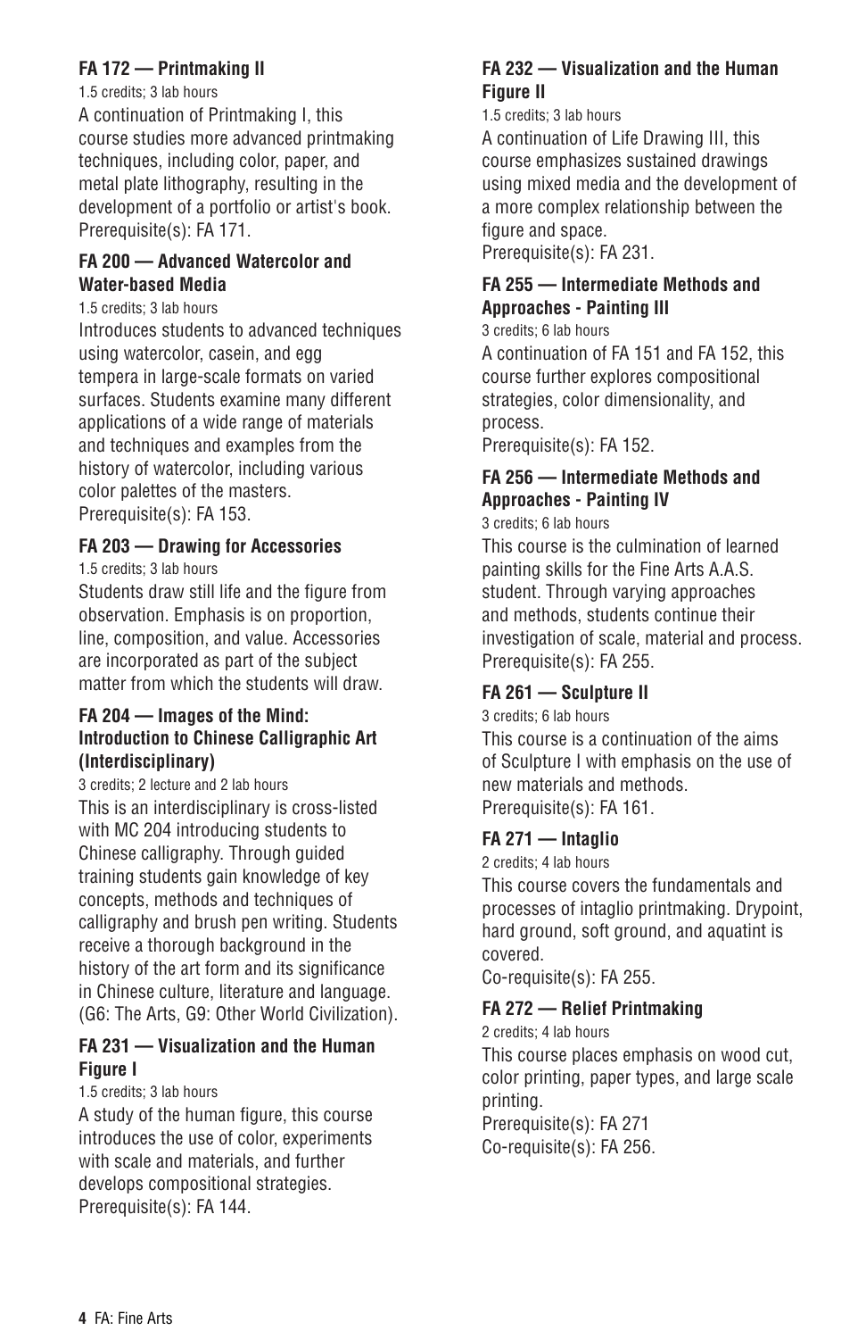### FA 172 — Printmaking II

1.5 credits; 3 lab hours

A continuation of Printmaking I, this course studies more advanced printmaking techniques, including color, paper, and metal plate lithography, resulting in the development of a portfolio or artist's book.
Prerequisite(s): FA 171.

### FA 200 — Advanced Watercolor and Water-based Media

1.5 credits; 3 lab hours

Introduces students to advanced techniques using watercolor, casein, and egg tempera in large-scale formats on varied surfaces. Students examine many different applications of a wide range of materials and techniques and examples from the history of watercolor, including various color palettes of the masters.
Prerequisite(s): FA 153.

### FA 203 — Drawing for Accessories

1.5 credits; 3 lab hours

Students draw still life and the figure from observation. Emphasis is on proportion, line, composition, and value. Accessories are incorporated as part of the subject matter from which the students will draw.

### FA 204 — Images of the Mind: Introduction to Chinese Calligraphic Art (Interdisciplinary)

3 credits; 2 lecture and 2 lab hours

This is an interdisciplinary is cross-listed with MC 204 introducing students to Chinese calligraphy. Through guided training students gain knowledge of key concepts, methods and techniques of calligraphy and brush pen writing. Students receive a thorough background in the history of the art form and its significance in Chinese culture, literature and language. (G6: The Arts, G9: Other World Civilization).

### FA 231 — Visualization and the Human Figure I

1.5 credits; 3 lab hours

A study of the human figure, this course introduces the use of color, experiments with scale and materials, and further develops compositional strategies.
Prerequisite(s): FA 144.

### FA 232 — Visualization and the Human Figure II

1.5 credits; 3 lab hours

A continuation of Life Drawing III, this course emphasizes sustained drawings using mixed media and the development of a more complex relationship between the figure and space.
Prerequisite(s): FA 231.

### FA 255 — Intermediate Methods and Approaches - Painting III

3 credits; 6 lab hours

A continuation of FA 151 and FA 152, this course further explores compositional strategies, color dimensionality, and process.
Prerequisite(s): FA 152.

### FA 256 — Intermediate Methods and Approaches - Painting IV

3 credits; 6 lab hours

This course is the culmination of learned painting skills for the Fine Arts A.A.S. student. Through varying approaches and methods, students continue their investigation of scale, material and process.
Prerequisite(s): FA 255.

### FA 261 — Sculpture II

3 credits; 6 lab hours

This course is a continuation of the aims of Sculpture I with emphasis on the use of new materials and methods.
Prerequisite(s): FA 161.

### FA 271 — Intaglio

2 credits; 4 lab hours

This course covers the fundamentals and processes of intaglio printmaking. Drypoint, hard ground, soft ground, and aquatint is covered.
Co-requisite(s): FA 255.

### FA 272 — Relief Printmaking

2 credits; 4 lab hours

This course places emphasis on wood cut, color printing, paper types, and large scale printing.
Prerequisite(s): FA 271
Co-requisite(s): FA 256.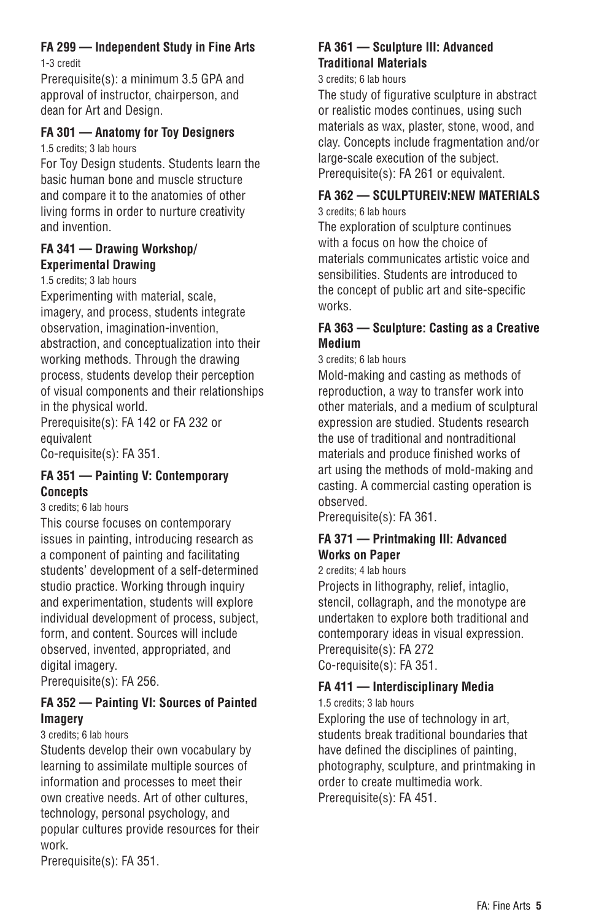### FA 299 — Independent Study in Fine Arts

1-3 credit

Prerequisite(s): a minimum 3.5 GPA and approval of instructor, chairperson, and dean for Art and Design.

### FA 301 — Anatomy for Toy Designers

1.5 credits; 3 lab hours

For Toy Design students. Students learn the basic human bone and muscle structure and compare it to the anatomies of other living forms in order to nurture creativity and invention.

### FA 341 — Drawing Workshop/ Experimental Drawing

1.5 credits; 3 lab hours

Experimenting with material, scale, imagery, and process, students integrate observation, imagination-invention, abstraction, and conceptualization into their working methods. Through the drawing process, students develop their perception of visual components and their relationships in the physical world.

Prerequisite(s): FA 142 or FA 232 or equivalent

Co-requisite(s): FA 351.

### FA 351 — Painting V: Contemporary Concepts

3 credits; 6 lab hours

This course focuses on contemporary issues in painting, introducing research as a component of painting and facilitating students' development of a self-determined studio practice. Working through inquiry and experimentation, students will explore individual development of process, subject, form, and content. Sources will include observed, invented, appropriated, and digital imagery.

Prerequisite(s): FA 256.

### FA 352 — Painting VI: Sources of Painted Imagery

3 credits; 6 lab hours

Students develop their own vocabulary by learning to assimilate multiple sources of information and processes to meet their own creative needs. Art of other cultures, technology, personal psychology, and popular cultures provide resources for their work.

Prerequisite(s): FA 351.

### FA 361 — Sculpture III: Advanced Traditional Materials

3 credits; 6 lab hours

The study of figurative sculpture in abstract or realistic modes continues, using such materials as wax, plaster, stone, wood, and clay. Concepts include fragmentation and/or large-scale execution of the subject.

Prerequisite(s): FA 261 or equivalent.

### FA 362 — SCULPTUREIV:NEW MATERIALS

3 credits; 6 lab hours

The exploration of sculpture continues with a focus on how the choice of materials communicates artistic voice and sensibilities. Students are introduced to the concept of public art and site-specific works.

### FA 363 — Sculpture: Casting as a Creative Medium

3 credits; 6 lab hours

Mold-making and casting as methods of reproduction, a way to transfer work into other materials, and a medium of sculptural expression are studied. Students research the use of traditional and nontraditional materials and produce finished works of art using the methods of mold-making and casting. A commercial casting operation is observed.

Prerequisite(s): FA 361.

### FA 371 — Printmaking III: Advanced Works on Paper

2 credits; 4 lab hours

Projects in lithography, relief, intaglio, stencil, collagraph, and the monotype are undertaken to explore both traditional and contemporary ideas in visual expression.

Prerequisite(s): FA 272

Co-requisite(s): FA 351.

### FA 411 — Interdisciplinary Media

1.5 credits; 3 lab hours

Exploring the use of technology in art, students break traditional boundaries that have defined the disciplines of painting, photography, sculpture, and printmaking in order to create multimedia work.

Prerequisite(s): FA 451.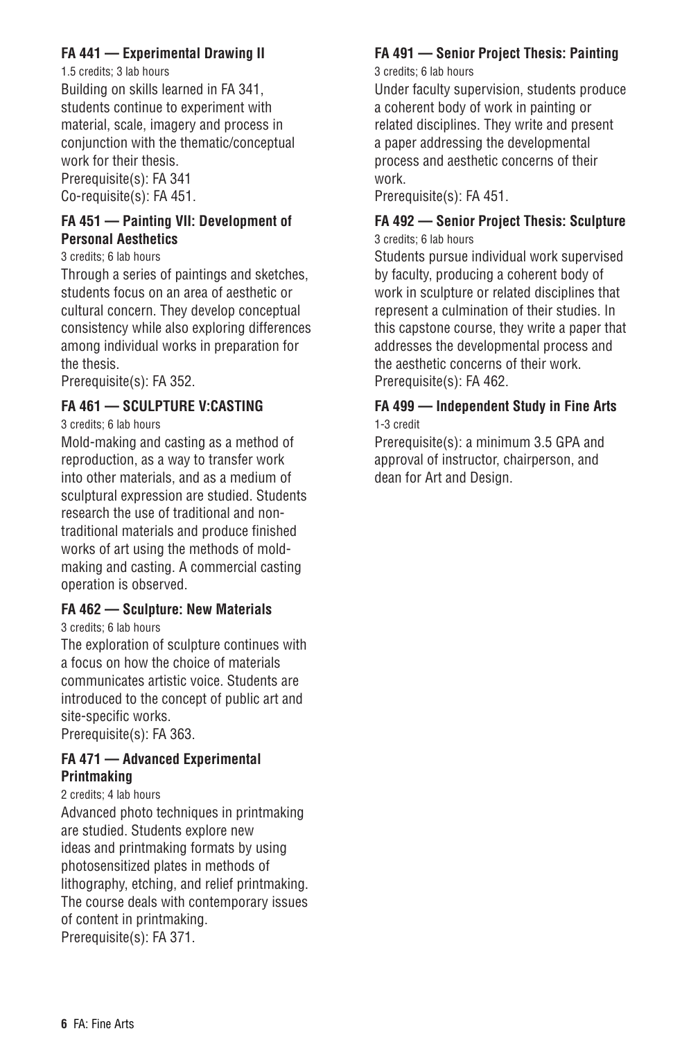**FA 441 — Experimental Drawing II**

1.5 credits; 3 lab hours

Building on skills learned in FA 341, students continue to experiment with material, scale, imagery and process in conjunction with the thematic/conceptual work for their thesis.
Prerequisite(s): FA 341
Co-requisite(s): FA 451.

**FA 451 — Painting VII: Development of Personal Aesthetics**

3 credits; 6 lab hours

Through a series of paintings and sketches, students focus on an area of aesthetic or cultural concern. They develop conceptual consistency while also exploring differences among individual works in preparation for the thesis.
Prerequisite(s): FA 352.

**FA 461 — SCULPTURE V:CASTING**

3 credits; 6 lab hours

Mold-making and casting as a method of reproduction, as a way to transfer work into other materials, and as a medium of sculptural expression are studied. Students research the use of traditional and non-traditional materials and produce finished works of art using the methods of mold-making and casting. A commercial casting operation is observed.

**FA 462 — Sculpture: New Materials**

3 credits; 6 lab hours

The exploration of sculpture continues with a focus on how the choice of materials communicates artistic voice. Students are introduced to the concept of public art and site-specific works.
Prerequisite(s): FA 363.

**FA 471 — Advanced Experimental Printmaking**

2 credits; 4 lab hours

Advanced photo techniques in printmaking are studied. Students explore new ideas and printmaking formats by using photosensitized plates in methods of lithography, etching, and relief printmaking. The course deals with contemporary issues of content in printmaking.
Prerequisite(s): FA 371.

**FA 491 — Senior Project Thesis: Painting**

3 credits; 6 lab hours

Under faculty supervision, students produce a coherent body of work in painting or related disciplines. They write and present a paper addressing the developmental process and aesthetic concerns of their work.
Prerequisite(s): FA 451.

**FA 492 — Senior Project Thesis: Sculpture**

3 credits; 6 lab hours

Students pursue individual work supervised by faculty, producing a coherent body of work in sculpture or related disciplines that represent a culmination of their studies. In this capstone course, they write a paper that addresses the developmental process and the aesthetic concerns of their work.
Prerequisite(s): FA 462.

**FA 499 — Independent Study in Fine Arts**

1-3 credit

Prerequisite(s): a minimum 3.5 GPA and approval of instructor, chairperson, and dean for Art and Design.